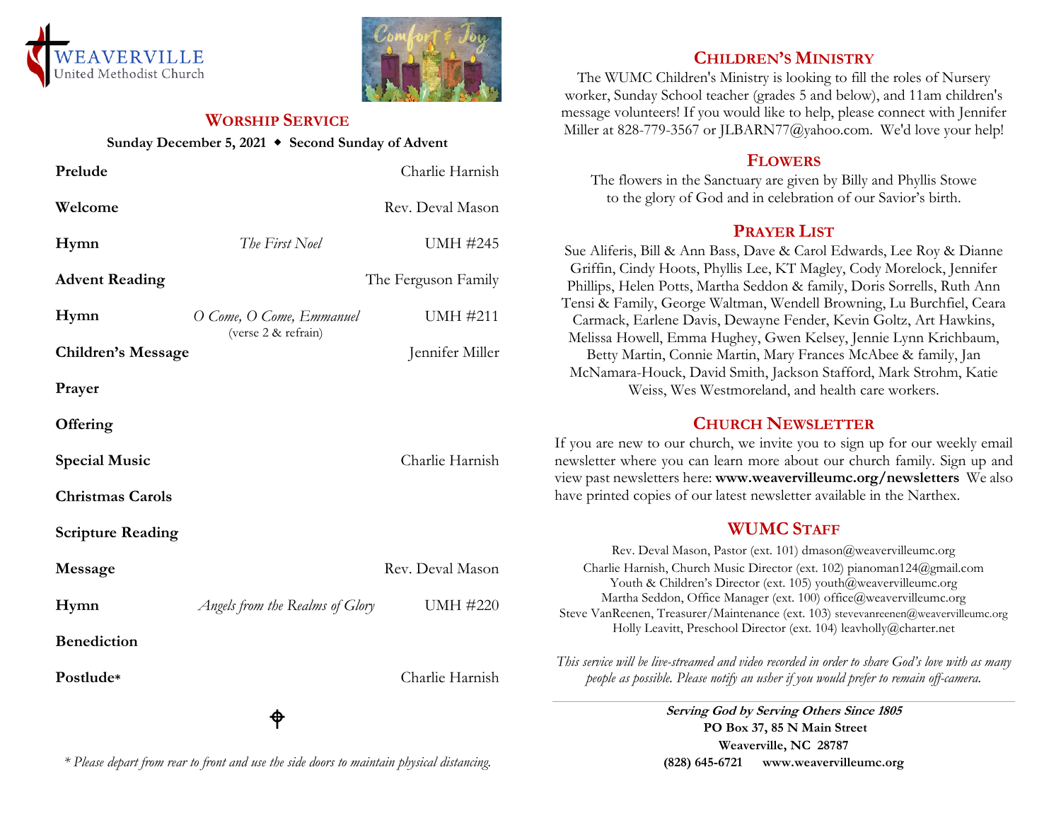WEAVERVILLE
United Methodist Church

## Worship Service

**Sunday December 5, 2021 ◆ Second Sunday of Advent**

| | | |
|---|---|---|
| **Prelude** | | Charlie Harnish |
| **Welcome** | | Rev. Deval Mason |
| **Hymn** | *The First Noel* | UMH #245 |
| **Advent Reading** | | The Ferguson Family |
| **Hymn** | *O Come, O Come, Emmanuel* (verse 2 & refrain) | UMH #211 |
| **Children's Message** | | Jennifer Miller |
| **Prayer** | | |
| **Offering** | | |
| **Special Music** | | Charlie Harnish |
| **Christmas Carols** | | |
| **Scripture Reading** | | |
| **Message** | | Rev. Deval Mason |
| **Hymn** | *Angels from the Realms of Glory* | UMH #220 |
| **Benediction** | | |
| **Postlude*** | | Charlie Harnish |

*\* Please depart from rear to front and use the side doors to maintain physical distancing.*

## Children's Ministry

The WUMC Children's Ministry is looking to fill the roles of Nursery worker, Sunday School teacher (grades 5 and below), and 11am children's message volunteers! If you would like to help, please connect with Jennifer Miller at 828-779-3567 or JLBARN77@yahoo.com. We'd love your help!

## Flowers

The flowers in the Sanctuary are given by Billy and Phyllis Stowe to the glory of God and in celebration of our Savior's birth.

## Prayer List

Sue Aliferis, Bill & Ann Bass, Dave & Carol Edwards, Lee Roy & Dianne Griffin, Cindy Hoots, Phyllis Lee, KT Magley, Cody Morelock, Jennifer Phillips, Helen Potts, Martha Seddon & family, Doris Sorrells, Ruth Ann Tensi & Family, George Waltman, Wendell Browning, Lu Burchfiel, Ceara Carmack, Earlene Davis, Dewayne Fender, Kevin Goltz, Art Hawkins, Melissa Howell, Emma Hughey, Gwen Kelsey, Jennie Lynn Krichbaum, Betty Martin, Connie Martin, Mary Frances McAbee & family, Jan McNamara-Houck, David Smith, Jackson Stafford, Mark Strohm, Katie Weiss, Wes Westmoreland, and health care workers.

## Church Newsletter

If you are new to our church, we invite you to sign up for our weekly email newsletter where you can learn more about our church family. Sign up and view past newsletters here: **www.weavervilleumc.org/newsletters** We also have printed copies of our latest newsletter available in the Narthex.

## WUMC Staff

Rev. Deval Mason, Pastor (ext. 101) dmason@weavervilleumc.org
Charlie Harnish, Church Music Director (ext. 102) pianoman124@gmail.com
Youth & Children's Director (ext. 105) youth@weavervilleumc.org
Martha Seddon, Office Manager (ext. 100) office@weavervilleumc.org
Steve VanReenen, Treasurer/Maintenance (ext. 103) stevevanreenen@weavervilleumc.org
Holly Leavitt, Preschool Director (ext. 104) leavholly@charter.net

*This service will be live-streamed and video recorded in order to share God's love with as many people as possible. Please notify an usher if you would prefer to remain off-camera.*

***Serving God by Serving Others Since 1805***
**PO Box 37, 85 N Main Street**
**Weaverville, NC 28787**
**(828) 645-6721 www.weavervilleumc.org**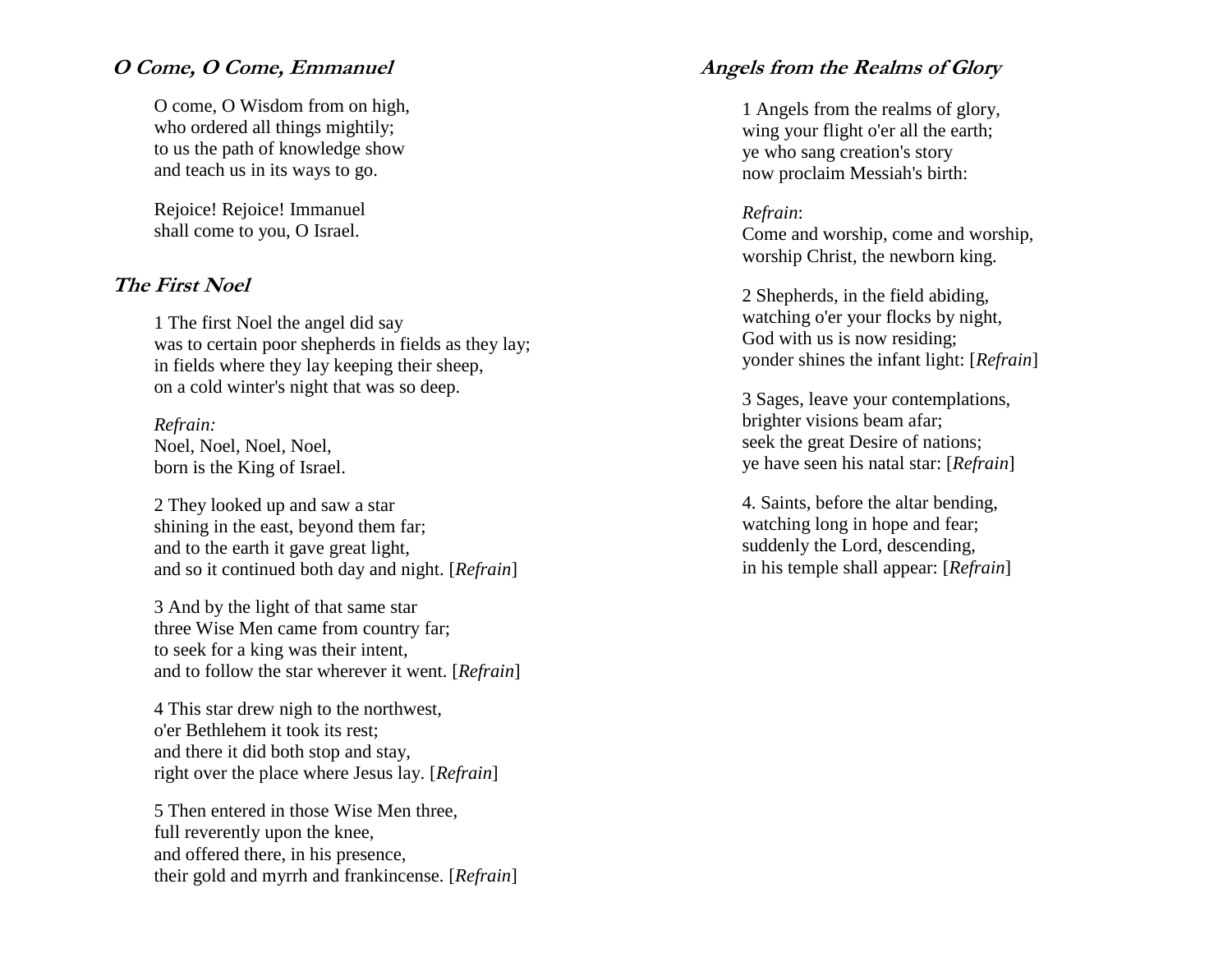## *O Come, O Come, Emmanuel*

O come, O Wisdom from on high,
who ordered all things mightily;
to us the path of knowledge show
and teach us in its ways to go.

Rejoice! Rejoice! Immanuel
shall come to you, O Israel.

## *The First Noel*

1 The first Noel the angel did say
was to certain poor shepherds in fields as they lay;
in fields where they lay keeping their sheep,
on a cold winter's night that was so deep.

*Refrain:*
Noel, Noel, Noel, Noel,
born is the King of Israel.

2 They looked up and saw a star
shining in the east, beyond them far;
and to the earth it gave great light,
and so it continued both day and night. [*Refrain*]

3 And by the light of that same star
three Wise Men came from country far;
to seek for a king was their intent,
and to follow the star wherever it went. [*Refrain*]

4 This star drew nigh to the northwest,
o'er Bethlehem it took its rest;
and there it did both stop and stay,
right over the place where Jesus lay. [*Refrain*]

5 Then entered in those Wise Men three,
full reverently upon the knee,
and offered there, in his presence,
their gold and myrrh and frankincense. [*Refrain*]

## *Angels from the Realms of Glory*

1 Angels from the realms of glory,
wing your flight o'er all the earth;
ye who sang creation's story
now proclaim Messiah's birth:

*Refrain*:
Come and worship, come and worship,
worship Christ, the newborn king.

2 Shepherds, in the field abiding,
watching o'er your flocks by night,
God with us is now residing;
yonder shines the infant light: [*Refrain*]

3 Sages, leave your contemplations,
brighter visions beam afar;
seek the great Desire of nations;
ye have seen his natal star: [*Refrain*]

4. Saints, before the altar bending,
watching long in hope and fear;
suddenly the Lord, descending,
in his temple shall appear: [*Refrain*]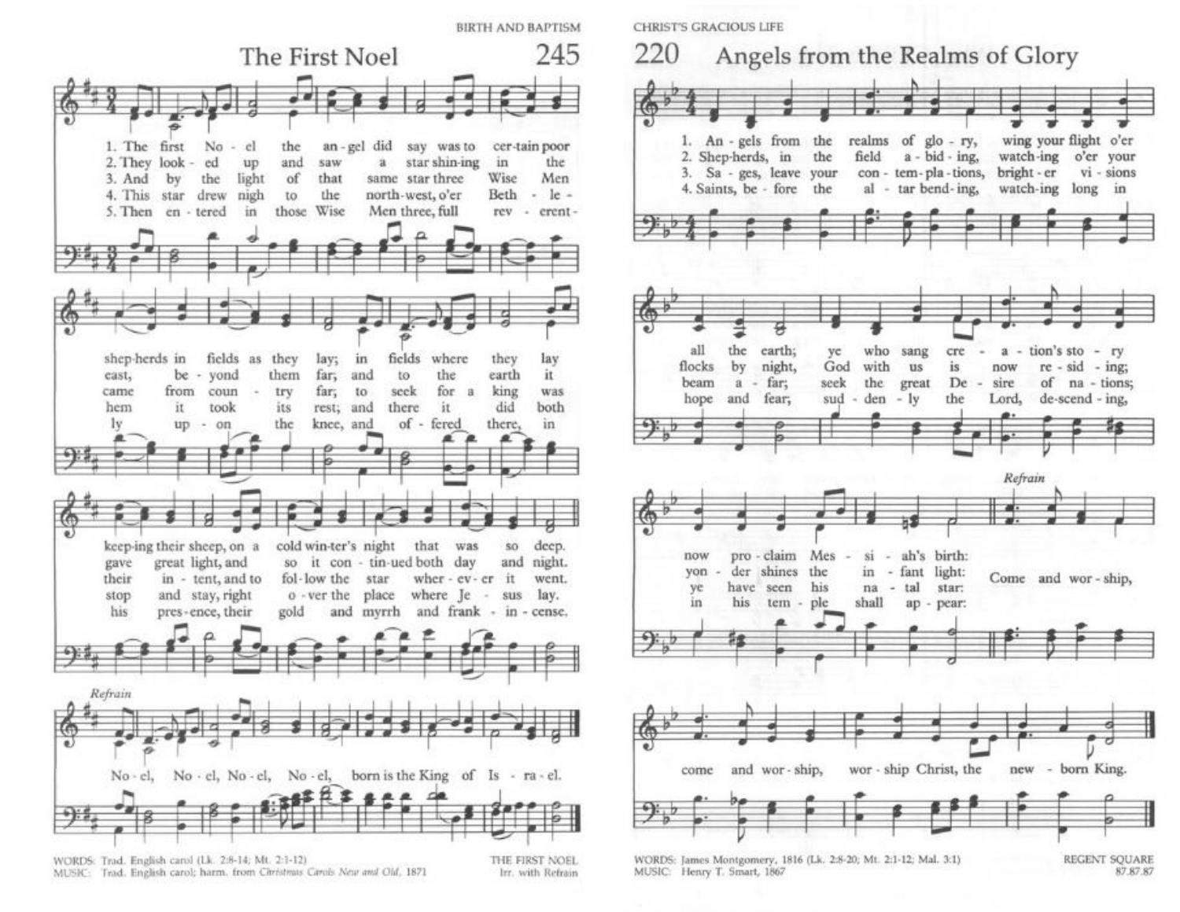# 245 The First Noel

1. The first Noel the angel did say was to certain poor shepherds in fields as they lay; in fields where they lay keeping their sheep, on a cold winter's night that was so deep.

2. They looked up and saw a star shining in the east, beyond them far, and to the earth it gave great light, and so it continued both day and night.

3. And by the light of that same star three Wise Men came from country far; to seek for a king was their intent, and to follow the star wherever it went.

4. This star drew nigh to the northwest, o'er Bethlehem it took its rest; and there it did both stop and stay, right over the place where Jesus lay.

5. Then entered in those Wise Men three, full reverently upon the knee, and offered there, in his presence, their gold and myrrh and frankincense.

*Refrain*

Noel, Noel, Noel, Noel, born is the King of Israel.

WORDS: Trad. English carol (Lk. 2:8-14; Mt. 2:1-12)
MUSIC: Trad. English carol; harm. from *Christmas Carols New and Old*, 1871

THE FIRST NOEL
Irr. with Refrain

# 220 Angels from the Realms of Glory

1. Angels from the realms of glory, wing your flight o'er all the earth; ye who sang creation's story now proclaim Messiah's birth:

2. Shepherds, in the field abiding, watching o'er your flocks by night, God with us is now residing; yonder shines the infant light:

3. Sages, leave your contemplations, brighter visions beam afar; seek the great Desire of nations; ye have seen his natal star:

4. Saints, before the altar bending, watching long in hope and fear, suddenly the Lord, descending, in his temple shall appear:

*Refrain*

Come and worship, come and worship, worship Christ, the newborn King.

WORDS: James Montgomery, 1816 (Lk. 2:8-20; Mt. 2:1-12; Mal. 3:1)
MUSIC: Henry T. Smart, 1867

REGENT SQUARE
87.87.87